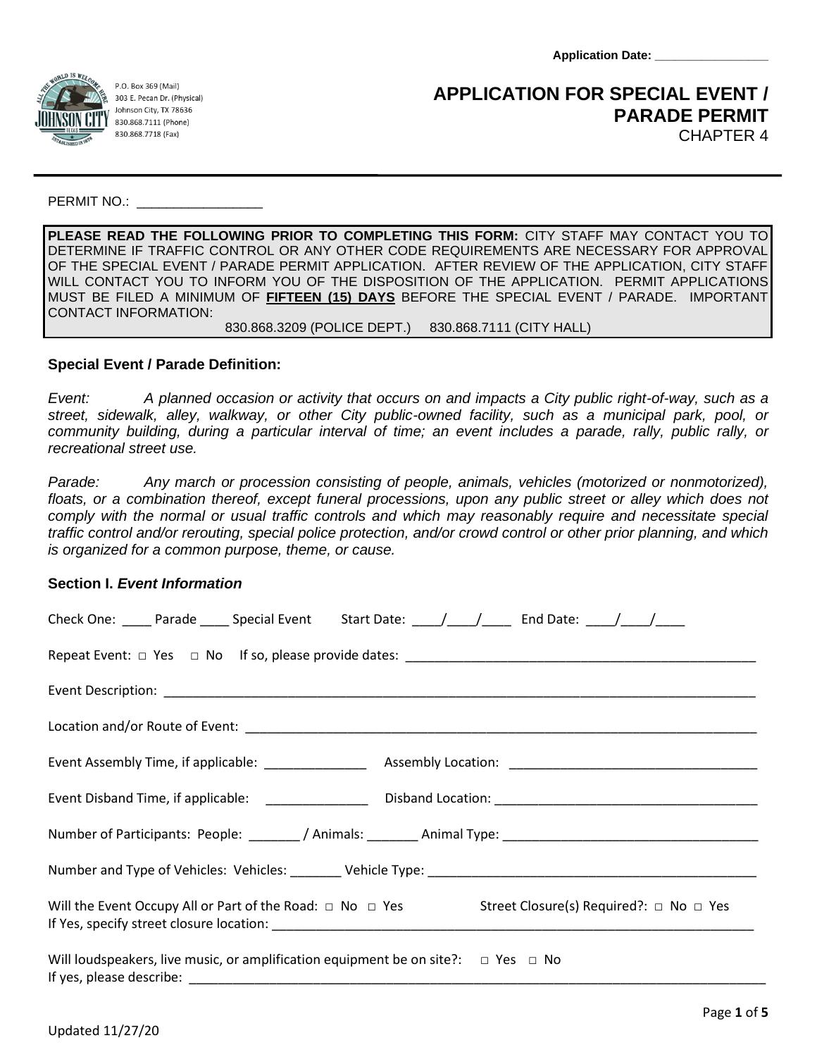Application Date: _________________

P.O. Box 369 (Mail)
303 E. Pecan Dr. (Physical)
Johnson City, TX 78636
830.868.7111 (Phone)
830.868.7718 (Fax)

# APPLICATION FOR SPECIAL EVENT / PARADE PERMIT

CHAPTER 4

PERMIT NO.: _________________

**PLEASE READ THE FOLLOWING PRIOR TO COMPLETING THIS FORM:** CITY STAFF MAY CONTACT YOU TO DETERMINE IF TRAFFIC CONTROL OR ANY OTHER CODE REQUIREMENTS ARE NECESSARY FOR APPROVAL OF THE SPECIAL EVENT / PARADE PERMIT APPLICATION. AFTER REVIEW OF THE APPLICATION, CITY STAFF WILL CONTACT YOU TO INFORM YOU OF THE DISPOSITION OF THE APPLICATION. PERMIT APPLICATIONS MUST BE FILED A MINIMUM OF **FIFTEEN (15) DAYS** BEFORE THE SPECIAL EVENT / PARADE. IMPORTANT CONTACT INFORMATION:
830.868.3209 (POLICE DEPT.) 830.868.7111 (CITY HALL)

### Special Event / Parade Definition:

*Event:* *A planned occasion or activity that occurs on and impacts a City public right-of-way, such as a street, sidewalk, alley, walkway, or other City public-owned facility, such as a municipal park, pool, or community building, during a particular interval of time; an event includes a parade, rally, public rally, or recreational street use.*

*Parade:* *Any march or procession consisting of people, animals, vehicles (motorized or nonmotorized), floats, or a combination thereof, except funeral processions, upon any public street or alley which does not comply with the normal or usual traffic controls and which may reasonably require and necessitate special traffic control and/or rerouting, special police protection, and/or crowd control or other prior planning, and which is organized for a common purpose, theme, or cause.*

### Section I. *Event Information*

Check One: ____ Parade ____ Special Event Start Date: ____/____/____ End Date: ____/____/____

Repeat Event: □ Yes □ No If so, please provide dates: ________________________________________________

Event Description: ________________________________________________________________________________

Location and/or Route of Event: ______________________________________________________________________

Event Assembly Time, if applicable: ______________ Assembly Location: __________________________________

Event Disband Time, if applicable: ______________ Disband Location: ____________________________________

Number of Participants: People: _______ / Animals: _______ Animal Type: __________________________________

Number and Type of Vehicles: Vehicles: _______ Vehicle Type: _____________________________________________

Will the Event Occupy All or Part of the Road: □ No □ Yes Street Closure(s) Required?: □ No □ Yes
If Yes, specify street closure location: _____________________________________________________________________

Will loudspeakers, live music, or amplification equipment be on site?: □ Yes □ No
If yes, please describe: _______________________________________________________________________________

Updated 11/27/20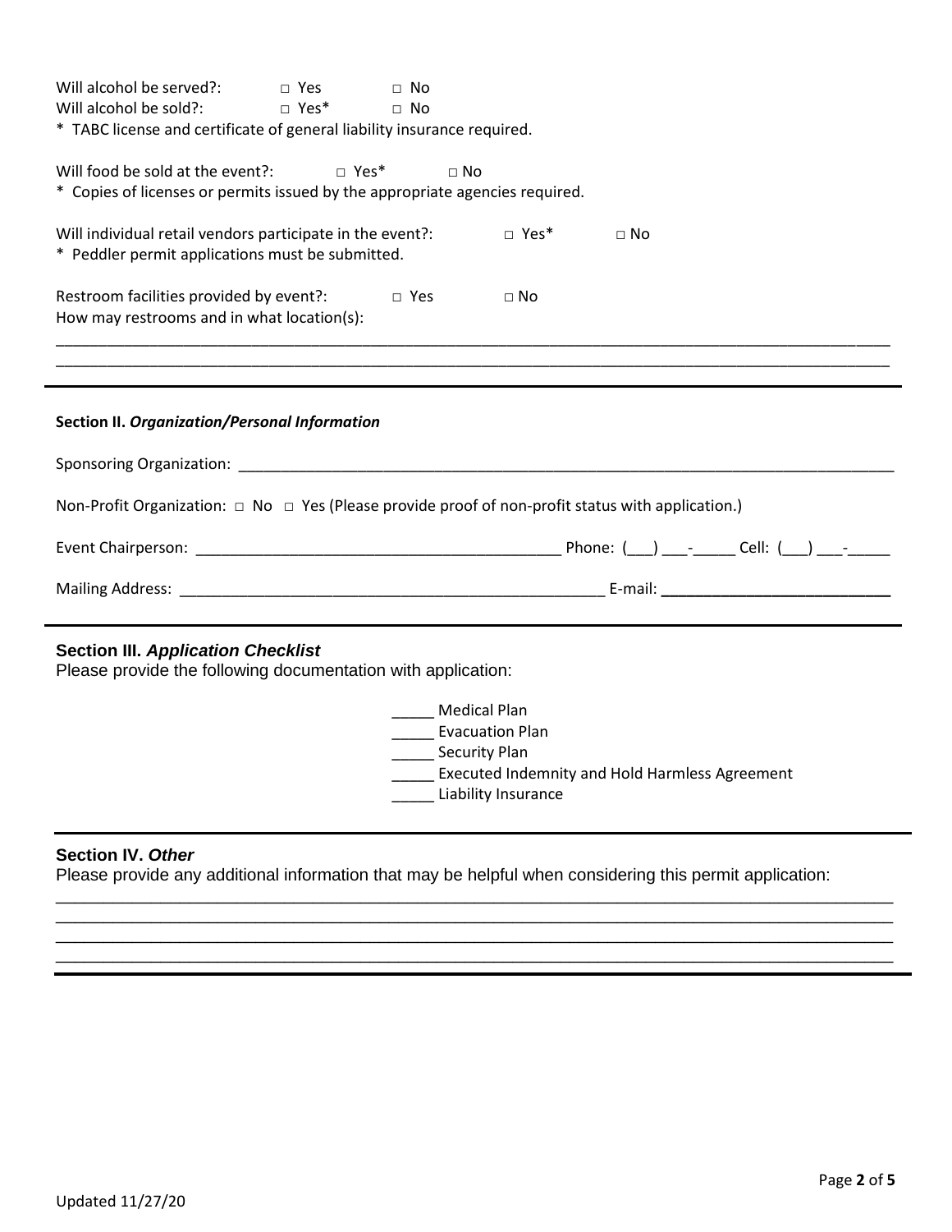Will alcohol be served?: □ Yes □ No
Will alcohol be sold?: □ Yes* □ No
* TABC license and certificate of general liability insurance required.

Will food be sold at the event?: □ Yes* □ No
* Copies of licenses or permits issued by the appropriate agencies required.

Will individual retail vendors participate in the event?: □ Yes* □ No
* Peddler permit applications must be submitted.

Restroom facilities provided by event?: □ Yes □ No
How may restrooms and in what location(s):

_______________________________________________________________________________________________
_______________________________________________________________________________________________

---

**Section II. *Organization/Personal Information***

Sponsoring Organization: ___________________________________________________________________________

Non-Profit Organization: □ No □ Yes (Please provide proof of non-profit status with application.)

Event Chairperson: ____________________________________________ Phone: (___) ___-_____ Cell: (___) ___-_____

Mailing Address: _____________________________________________________ E-mail: ___________________________

---

**Section III. *Application Checklist***

Please provide the following documentation with application:

_____ Medical Plan
_____ Evacuation Plan
_____ Security Plan
_____ Executed Indemnity and Hold Harmless Agreement
_____ Liability Insurance

---

**Section IV. *Other***

Please provide any additional information that may be helpful when considering this permit application:

_______________________________________________________________________________________________
_______________________________________________________________________________________________
_______________________________________________________________________________________________
_______________________________________________________________________________________________

Updated 11/27/20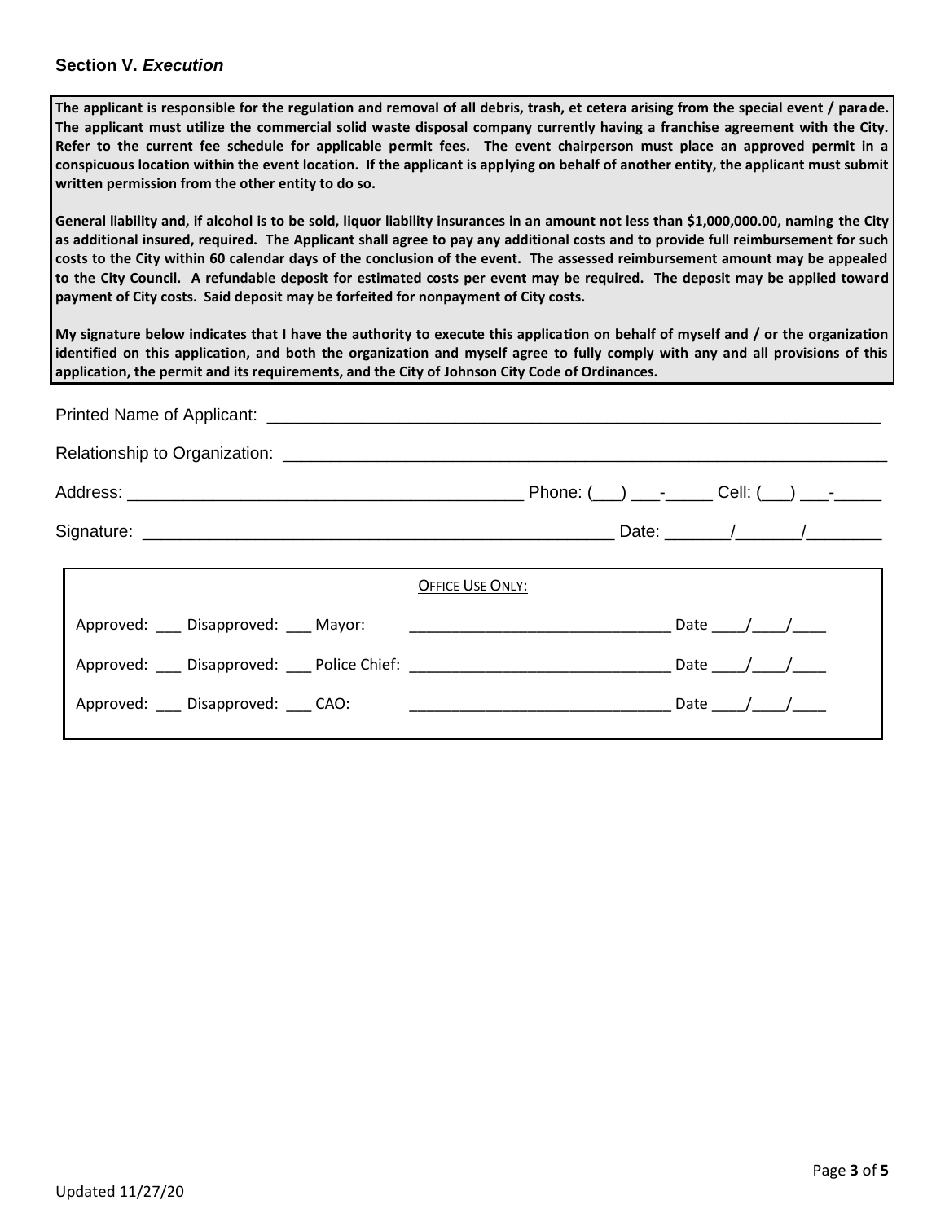### Section V. *Execution*

**The applicant is responsible for the regulation and removal of all debris, trash, et cetera arising from the special event / parade. The applicant must utilize the commercial solid waste disposal company currently having a franchise agreement with the City. Refer to the current fee schedule for applicable permit fees. The event chairperson must place an approved permit in a conspicuous location within the event location. If the applicant is applying on behalf of another entity, the applicant must submit written permission from the other entity to do so.**

**General liability and, if alcohol is to be sold, liquor liability insurances in an amount not less than $1,000,000.00, naming the City as additional insured, required. The Applicant shall agree to pay any additional costs and to provide full reimbursement for such costs to the City within 60 calendar days of the conclusion of the event. The assessed reimbursement amount may be appealed to the City Council. A refundable deposit for estimated costs per event may be required. The deposit may be applied toward payment of City costs. Said deposit may be forfeited for nonpayment of City costs.**

**My signature below indicates that I have the authority to execute this application on behalf of myself and / or the organization identified on this application, and both the organization and myself agree to fully comply with any and all provisions of this application, the permit and its requirements, and the City of Johnson City Code of Ordinances.**

Printed Name of Applicant: ____________________________________________________________________

Relationship to Organization: __________________________________________________________________

Address: ___________________________________________ Phone: (___) ___-_____ Cell: (___) ___-_____

Signature: ____________________________________________________ Date: _______/_______/________

OFFICE USE ONLY:

Approved: ___ Disapproved: ___ Mayor: ______________________________ Date ____/____/____

Approved: ___ Disapproved: ___ Police Chief: ______________________________ Date ____/____/____

Approved: ___ Disapproved: ___ CAO: ______________________________ Date ____/____/____

Updated 11/27/20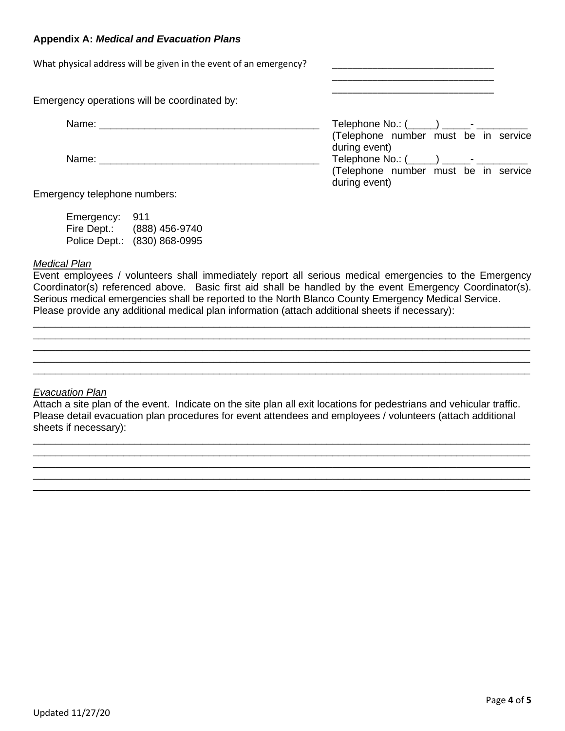**Appendix A:** ***Medical and Evacuation Plans***

What physical address will be given in the event of an emergency? ______________________________
______________________________
______________________________

Emergency operations will be coordinated by:

Name: ________________________________________ Telephone No.: (_____) _____- _________
(Telephone number must be in service during event)

Name: ________________________________________ Telephone No.: (_____) _____- _________
(Telephone number must be in service during event)

Emergency telephone numbers:

Emergency: 911
Fire Dept.: (888) 456-9740
Police Dept.: (830) 868-0995

*Medical Plan*

Event employees / volunteers shall immediately report all serious medical emergencies to the Emergency Coordinator(s) referenced above. Basic first aid shall be handled by the event Emergency Coordinator(s). Serious medical emergencies shall be reported to the North Blanco County Emergency Medical Service.
Please provide any additional medical plan information (attach additional sheets if necessary):

________________________________________________________________________________________
________________________________________________________________________________________
________________________________________________________________________________________
________________________________________________________________________________________
________________________________________________________________________________________

*Evacuation Plan*

Attach a site plan of the event. Indicate on the site plan all exit locations for pedestrians and vehicular traffic. Please detail evacuation plan procedures for event attendees and employees / volunteers (attach additional sheets if necessary):

________________________________________________________________________________________
________________________________________________________________________________________
________________________________________________________________________________________
________________________________________________________________________________________
________________________________________________________________________________________

Updated 11/27/20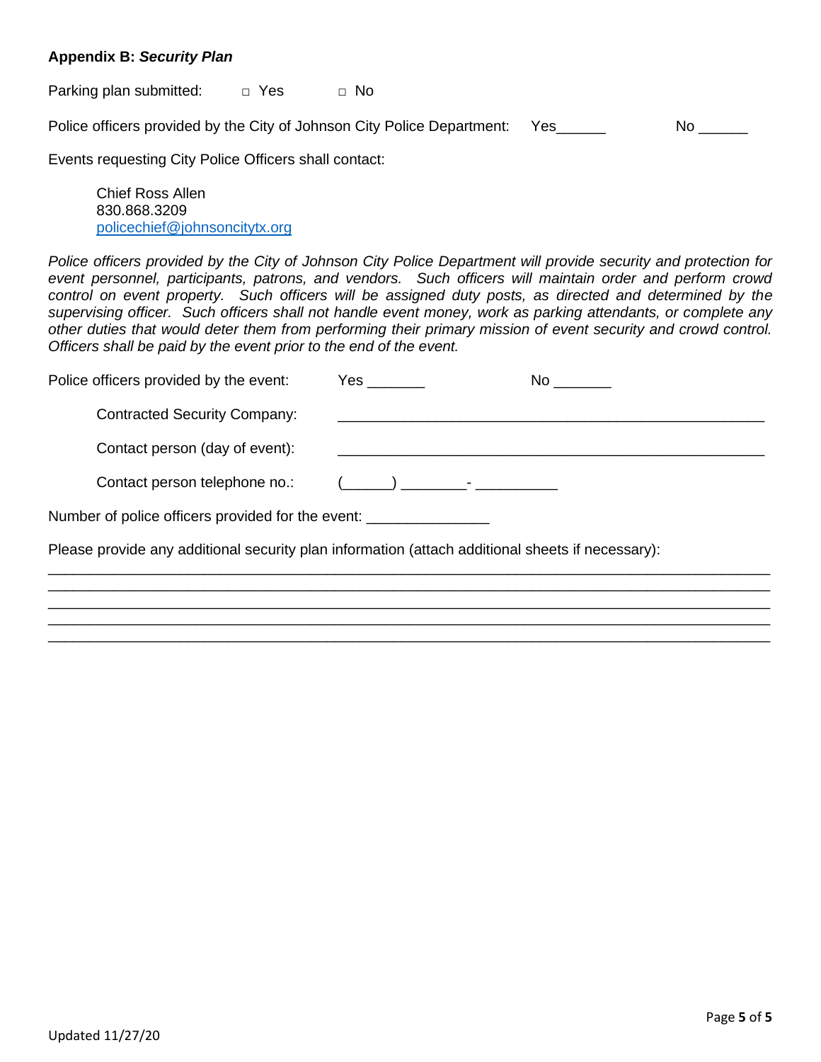**Appendix B: *Security Plan***

Parking plan submitted: □ Yes □ No

Police officers provided by the City of Johnson City Police Department: Yes______ No ______

Events requesting City Police Officers shall contact:

Chief Ross Allen
830.868.3209
policechief@johnsoncitytx.org

*Police officers provided by the City of Johnson City Police Department will provide security and protection for event personnel, participants, patrons, and vendors. Such officers will maintain order and perform crowd control on event property. Such officers will be assigned duty posts, as directed and determined by the supervising officer. Such officers shall not handle event money, work as parking attendants, or complete any other duties that would deter them from performing their primary mission of event security and crowd control. Officers shall be paid by the event prior to the end of the event.*

Police officers provided by the event: Yes _______ No _______

Contracted Security Company: ____________________________________________________

Contact person (day of event): ____________________________________________________

Contact person telephone no.: (______) ________- __________

Number of police officers provided for the event: _______________

Please provide any additional security plan information (attach additional sheets if necessary):

______________________________________________________________________________
______________________________________________________________________________
______________________________________________________________________________
______________________________________________________________________________
______________________________________________________________________________

Updated 11/27/20